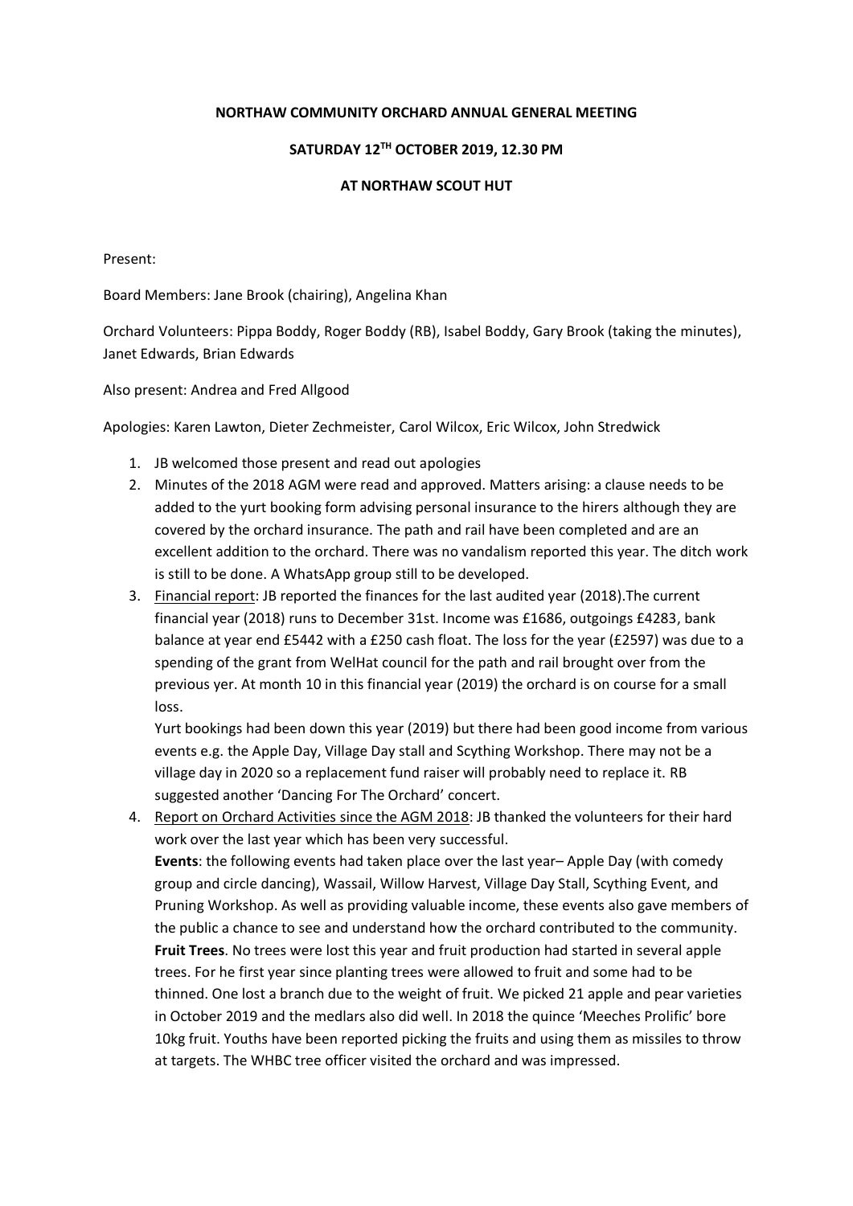**NORTHAW COMMUNITY ORCHARD ANNUAL GENERAL MEETING**

**SATURDAY 12TH OCTOBER 2019, 12.30 PM**

**AT NORTHAW SCOUT HUT**

Present:

Board Members: Jane Brook (chairing), Angelina Khan

Orchard Volunteers: Pippa Boddy, Roger Boddy (RB), Isabel Boddy, Gary Brook (taking the minutes), Janet Edwards, Brian Edwards

Also present: Andrea and Fred Allgood

Apologies: Karen Lawton, Dieter Zechmeister, Carol Wilcox, Eric Wilcox, John Stredwick

1. JB welcomed those present and read out apologies
2. Minutes of the 2018 AGM were read and approved. Matters arising: a clause needs to be added to the yurt booking form advising personal insurance to the hirers although they are covered by the orchard insurance. The path and rail have been completed and are an excellent addition to the orchard. There was no vandalism reported this year. The ditch work is still to be done. A WhatsApp group still to be developed.
3. Financial report: JB reported the finances for the last audited year (2018).The current financial year (2018) runs to December 31st. Income was £1686, outgoings £4283, bank balance at year end £5442 with a £250 cash float. The loss for the year (£2597) was due to a spending of the grant from WelHat council for the path and rail brought over from the previous yer. At month 10 in this financial year (2019) the orchard is on course for a small loss.

   Yurt bookings had been down this year (2019) but there had been good income from various events e.g. the Apple Day, Village Day stall and Scything Workshop. There may not be a village day in 2020 so a replacement fund raiser will probably need to replace it. RB suggested another 'Dancing For The Orchard' concert.
4. Report on Orchard Activities since the AGM 2018: JB thanked the volunteers for their hard work over the last year which has been very successful.

   **Events**: the following events had taken place over the last year– Apple Day (with comedy group and circle dancing), Wassail, Willow Harvest, Village Day Stall, Scything Event, and Pruning Workshop. As well as providing valuable income, these events also gave members of the public a chance to see and understand how the orchard contributed to the community.

   **Fruit Trees**. No trees were lost this year and fruit production had started in several apple trees. For he first year since planting trees were allowed to fruit and some had to be thinned. One lost a branch due to the weight of fruit. We picked 21 apple and pear varieties in October 2019 and the medlars also did well. In 2018 the quince 'Meeches Prolific' bore 10kg fruit. Youths have been reported picking the fruits and using them as missiles to throw at targets. The WHBC tree officer visited the orchard and was impressed.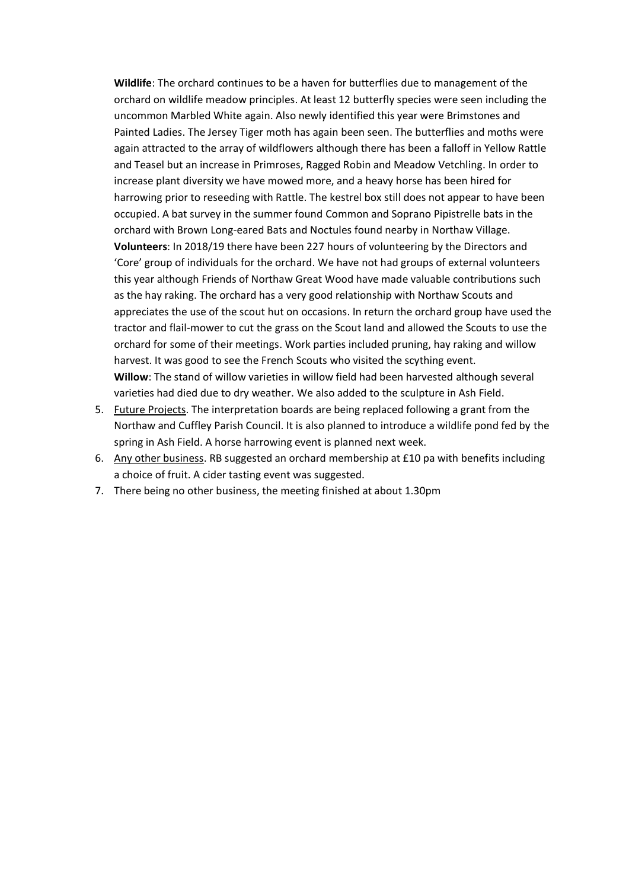**Wildlife**: The orchard continues to be a haven for butterflies due to management of the orchard on wildlife meadow principles. At least 12 butterfly species were seen including the uncommon Marbled White again. Also newly identified this year were Brimstones and Painted Ladies. The Jersey Tiger moth has again been seen. The butterflies and moths were again attracted to the array of wildflowers although there has been a falloff in Yellow Rattle and Teasel but an increase in Primroses, Ragged Robin and Meadow Vetchling. In order to increase plant diversity we have mowed more, and a heavy horse has been hired for harrowing prior to reseeding with Rattle. The kestrel box still does not appear to have been occupied. A bat survey in the summer found Common and Soprano Pipistrelle bats in the orchard with Brown Long-eared Bats and Noctules found nearby in Northaw Village.

**Volunteers**: In 2018/19 there have been 227 hours of volunteering by the Directors and 'Core' group of individuals for the orchard. We have not had groups of external volunteers this year although Friends of Northaw Great Wood have made valuable contributions such as the hay raking. The orchard has a very good relationship with Northaw Scouts and appreciates the use of the scout hut on occasions. In return the orchard group have used the tractor and flail-mower to cut the grass on the Scout land and allowed the Scouts to use the orchard for some of their meetings. Work parties included pruning, hay raking and willow harvest. It was good to see the French Scouts who visited the scything event.

**Willow**: The stand of willow varieties in willow field had been harvested although several varieties had died due to dry weather. We also added to the sculpture in Ash Field.

5. Future Projects. The interpretation boards are being replaced following a grant from the Northaw and Cuffley Parish Council. It is also planned to introduce a wildlife pond fed by the spring in Ash Field. A horse harrowing event is planned next week.
6. Any other business. RB suggested an orchard membership at £10 pa with benefits including a choice of fruit. A cider tasting event was suggested.
7. There being no other business, the meeting finished at about 1.30pm